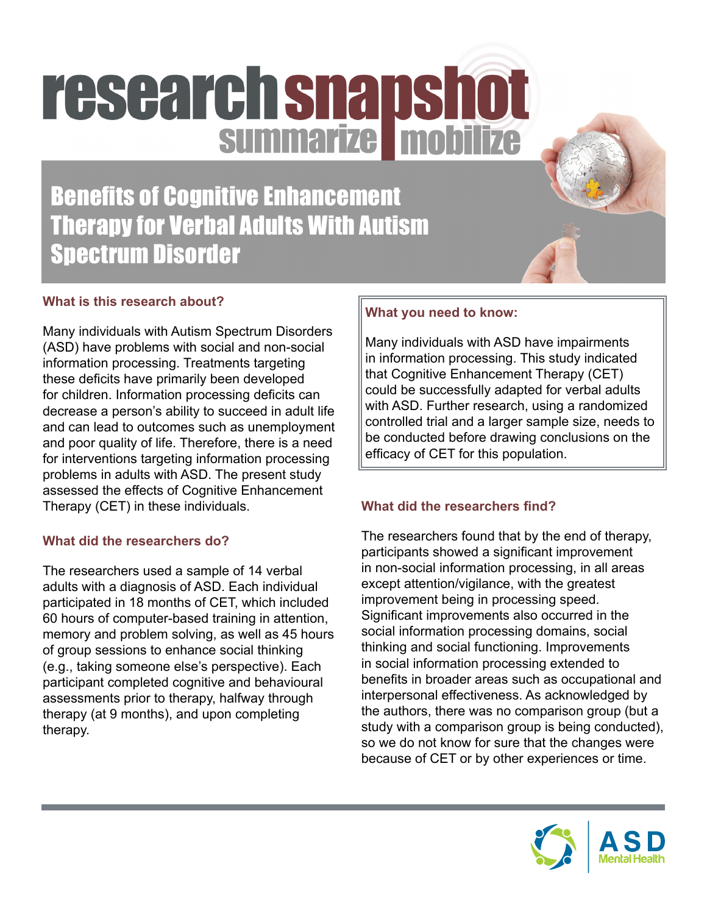# research snapshot

summarize mobilize

## Benefits of Cognitive Enhancement Therapy for Verbal Adults With Autism Spectrum Disorder

### What is this research about?

Many individuals with Autism Spectrum Disorders (ASD) have problems with social and non-social information processing. Treatments targeting these deficits have primarily been developed for children. Information processing deficits can decrease a person's ability to succeed in adult life and can lead to outcomes such as unemployment and poor quality of life. Therefore, there is a need for interventions targeting information processing problems in adults with ASD. The present study assessed the effects of Cognitive Enhancement Therapy (CET) in these individuals.

### What you need to know:

Many individuals with ASD have impairments in information processing. This study indicated that Cognitive Enhancement Therapy (CET) could be successfully adapted for verbal adults with ASD. Further research, using a randomized controlled trial and a larger sample size, needs to be conducted before drawing conclusions on the efficacy of CET for this population.

### What did the researchers do?

The researchers used a sample of 14 verbal adults with a diagnosis of ASD. Each individual participated in 18 months of CET, which included 60 hours of computer-based training in attention, memory and problem solving, as well as 45 hours of group sessions to enhance social thinking (e.g., taking someone else's perspective). Each participant completed cognitive and behavioural assessments prior to therapy, halfway through therapy (at 9 months), and upon completing therapy.

### What did the researchers find?

The researchers found that by the end of therapy, participants showed a significant improvement in non-social information processing, in all areas except attention/vigilance, with the greatest improvement being in processing speed. Significant improvements also occurred in the social information processing domains, social thinking and social functioning. Improvements in social information processing extended to benefits in broader areas such as occupational and interpersonal effectiveness. As acknowledged by the authors, there was no comparison group (but a study with a comparison group is being conducted), so we do not know for sure that the changes were because of CET or by other experiences or time.

ASD Mental Health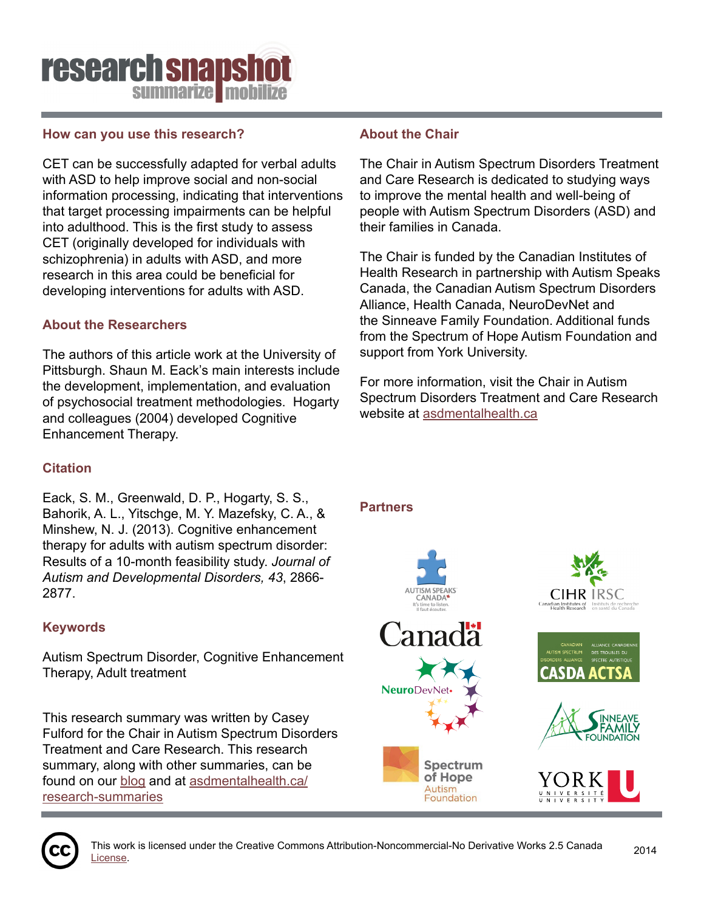# researchsnapshot

summarize mobilize

## How can you use this research?

CET can be successfully adapted for verbal adults with ASD to help improve social and non-social information processing, indicating that interventions that target processing impairments can be helpful into adulthood. This is the first study to assess CET (originally developed for individuals with schizophrenia) in adults with ASD, and more research in this area could be beneficial for developing interventions for adults with ASD.

## About the Researchers

The authors of this article work at the University of Pittsburgh. Shaun M. Eack's main interests include the development, implementation, and evaluation of psychosocial treatment methodologies. Hogarty and colleagues (2004) developed Cognitive Enhancement Therapy.

## Citation

Eack, S. M., Greenwald, D. P., Hogarty, S. S., Bahorik, A. L., Yitschge, M. Y. Mazefsky, C. A., & Minshew, N. J. (2013). Cognitive enhancement therapy for adults with autism spectrum disorder: Results of a 10-month feasibility study. *Journal of Autism and Developmental Disorders, 43*, 2866-2877.

## Keywords

Autism Spectrum Disorder, Cognitive Enhancement Therapy, Adult treatment

This research summary was written by Casey Fulford for the Chair in Autism Spectrum Disorders Treatment and Care Research. This research summary, along with other summaries, can be found on our blog and at asdmentalhealth.ca/research-summaries

## About the Chair

The Chair in Autism Spectrum Disorders Treatment and Care Research is dedicated to studying ways to improve the mental health and well-being of people with Autism Spectrum Disorders (ASD) and their families in Canada.

The Chair is funded by the Canadian Institutes of Health Research in partnership with Autism Speaks Canada, the Canadian Autism Spectrum Disorders Alliance, Health Canada, NeuroDevNet and the Sinneave Family Foundation. Additional funds from the Spectrum of Hope Autism Foundation and support from York University.

For more information, visit the Chair in Autism Spectrum Disorders Treatment and Care Research website at asdmentalhealth.ca

## Partners

This work is licensed under the Creative Commons Attribution-Noncommercial-No Derivative Works 2.5 Canada License.

2014